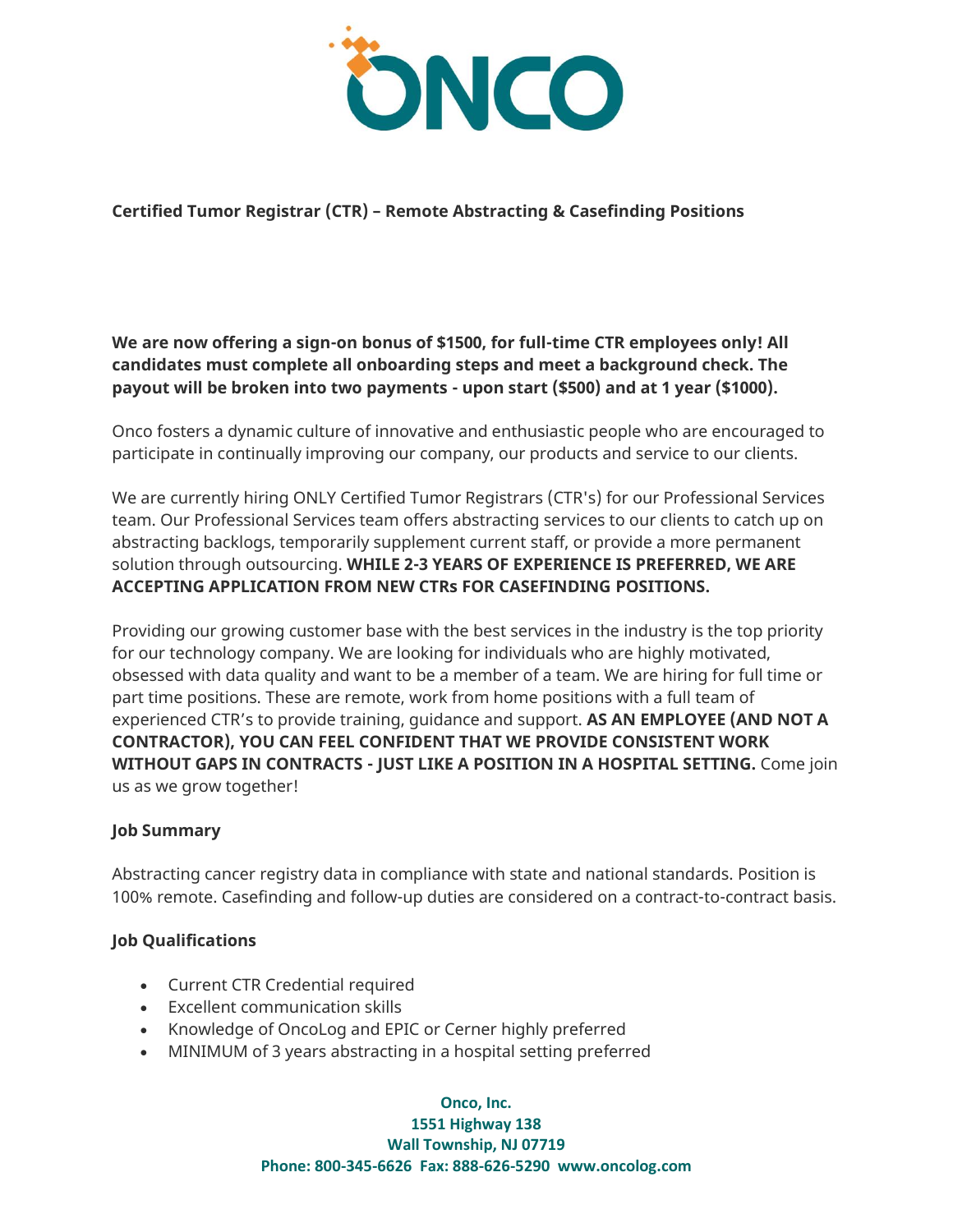# ONCO

**Certified Tumor Registrar (CTR) – Remote Abstracting & Casefinding Positions**

**We are now offering a sign-on bonus of $1500, for full-time CTR employees only! All candidates must complete all onboarding steps and meet a background check. The payout will be broken into two payments - upon start ($500) and at 1 year ($1000).**

Onco fosters a dynamic culture of innovative and enthusiastic people who are encouraged to participate in continually improving our company, our products and service to our clients.

We are currently hiring ONLY Certified Tumor Registrars (CTR's) for our Professional Services team. Our Professional Services team offers abstracting services to our clients to catch up on abstracting backlogs, temporarily supplement current staff, or provide a more permanent solution through outsourcing. **WHILE 2-3 YEARS OF EXPERIENCE IS PREFERRED, WE ARE ACCEPTING APPLICATION FROM NEW CTRs FOR CASEFINDING POSITIONS.**

Providing our growing customer base with the best services in the industry is the top priority for our technology company. We are looking for individuals who are highly motivated, obsessed with data quality and want to be a member of a team. We are hiring for full time or part time positions. These are remote, work from home positions with a full team of experienced CTR's to provide training, guidance and support. **AS AN EMPLOYEE (AND NOT A CONTRACTOR), YOU CAN FEEL CONFIDENT THAT WE PROVIDE CONSISTENT WORK WITHOUT GAPS IN CONTRACTS - JUST LIKE A POSITION IN A HOSPITAL SETTING.** Come join us as we grow together!

### Job Summary

Abstracting cancer registry data in compliance with state and national standards. Position is 100% remote. Casefinding and follow-up duties are considered on a contract-to-contract basis.

### Job Qualifications

- Current CTR Credential required
- Excellent communication skills
- Knowledge of OncoLog and EPIC or Cerner highly preferred
- MINIMUM of 3 years abstracting in a hospital setting preferred

**Onco, Inc.**
**1551 Highway 138**
**Wall Township, NJ 07719**
**Phone: 800-345-6626 Fax: 888-626-5290 www.oncolog.com**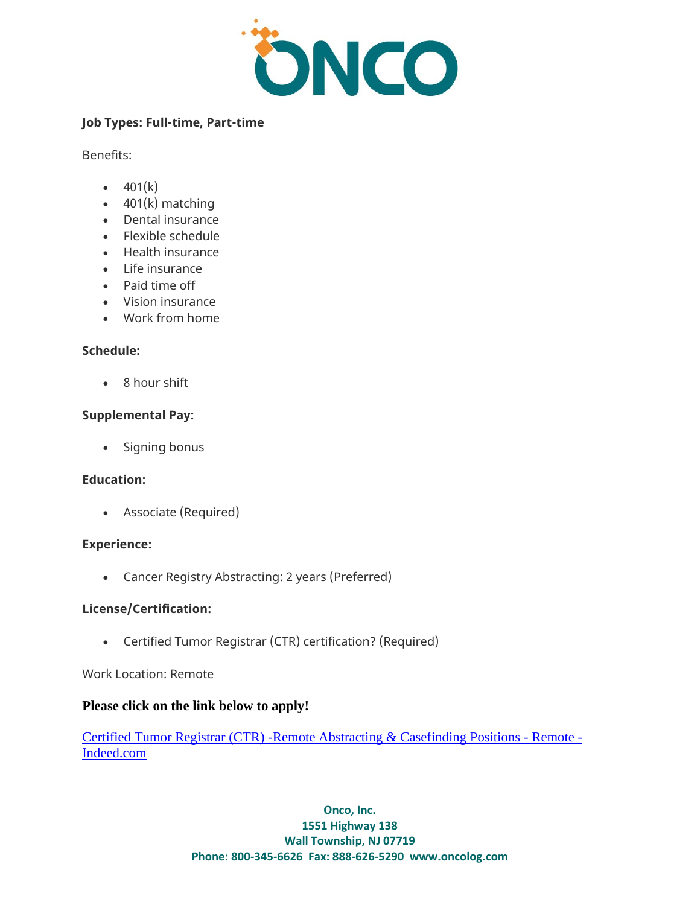**Job Types: Full-time, Part-time**

Benefits:

- 401(k)
- 401(k) matching
- Dental insurance
- Flexible schedule
- Health insurance
- Life insurance
- Paid time off
- Vision insurance
- Work from home

**Schedule:**

- 8 hour shift

**Supplemental Pay:**

- Signing bonus

**Education:**

- Associate (Required)

**Experience:**

- Cancer Registry Abstracting: 2 years (Preferred)

**License/Certification:**

- Certified Tumor Registrar (CTR) certification? (Required)

Work Location: Remote

**Please click on the link below to apply!**

Certified Tumor Registrar (CTR) -Remote Abstracting & Casefinding Positions - Remote - Indeed.com

**Onco, Inc.**
**1551 Highway 138**
**Wall Township, NJ 07719**
**Phone: 800-345-6626 Fax: 888-626-5290 www.oncolog.com**